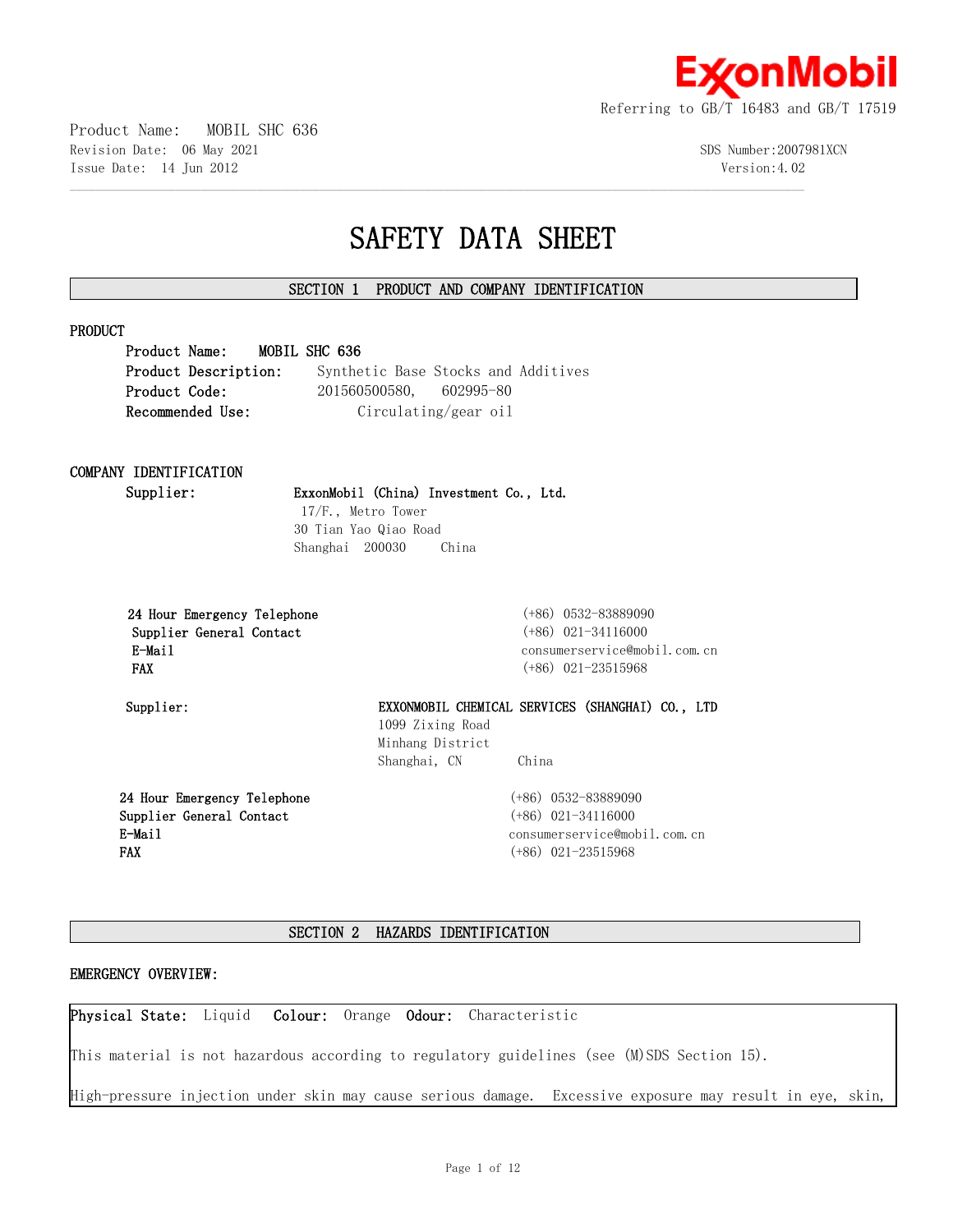Referring to GB/T 16483 and GB/T 17519

Product Name: MOBIL SHC 636
Revision Date: 06 May 2021
Issue Date: 14 Jun 2012

SDS Number:2007981XCN
Version:4.02

# SAFETY DATA SHEET

## SECTION 1 PRODUCT AND COMPANY IDENTIFICATION

### PRODUCT

**Product Name:** **MOBIL SHC 636**
**Product Description:** Synthetic Base Stocks and Additives
**Product Code:** 201560500580, 602995-80
**Recommended Use:** Circulating/gear oil

### COMPANY IDENTIFICATION

**Supplier:** **ExxonMobil (China) Investment Co., Ltd.**
17/F., Metro Tower
30 Tian Yao Qiao Road
Shanghai 200030 China

| | |
|---|---|
| **24 Hour Emergency Telephone** | (+86) 0532-83889090 |
| **Supplier General Contact** | (+86) 021-34116000 |
| **E-Mail** | consumerservice@mobil.com.cn |
| **FAX** | (+86) 021-23515968 |

**Supplier:** **EXXONMOBIL CHEMICAL SERVICES (SHANGHAI) CO., LTD**
1099 Zixing Road
Minhang District
Shanghai, CN China

| | |
|---|---|
| **24 Hour Emergency Telephone** | (+86) 0532-83889090 |
| **Supplier General Contact** | (+86) 021-34116000 |
| **E-Mail** | consumerservice@mobil.com.cn |
| **FAX** | (+86) 021-23515968 |

## SECTION 2 HAZARDS IDENTIFICATION

### EMERGENCY OVERVIEW:

**Physical State:** Liquid **Colour:** Orange **Odour:** Characteristic

This material is not hazardous according to regulatory guidelines (see (M)SDS Section 15).

High-pressure injection under skin may cause serious damage. Excessive exposure may result in eye, skin,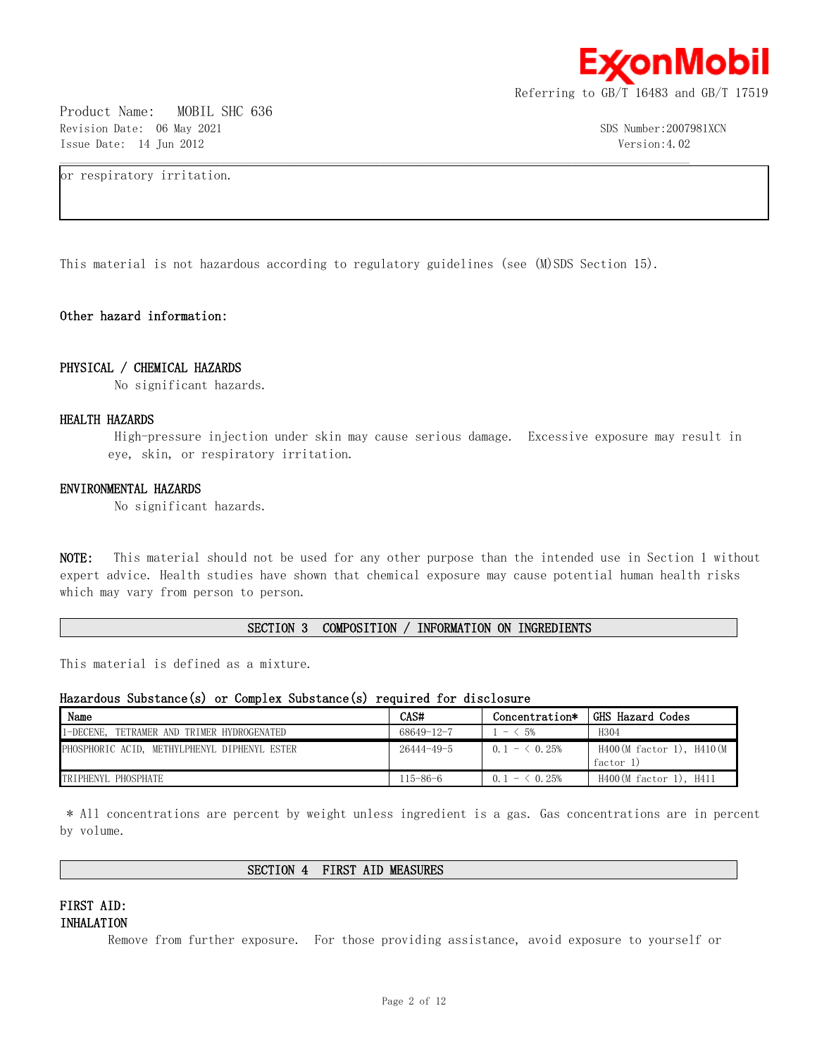or respiratory irritation.

This material is not hazardous according to regulatory guidelines (see (M)SDS Section 15).

**Other hazard information:**

**PHYSICAL / CHEMICAL HAZARDS**

No significant hazards.

**HEALTH HAZARDS**

High-pressure injection under skin may cause serious damage. Excessive exposure may result in eye, skin, or respiratory irritation.

**ENVIRONMENTAL HAZARDS**

No significant hazards.

**NOTE:** This material should not be used for any other purpose than the intended use in Section 1 without expert advice. Health studies have shown that chemical exposure may cause potential human health risks which may vary from person to person.

## SECTION 3 COMPOSITION / INFORMATION ON INGREDIENTS

This material is defined as a mixture.

**Hazardous Substance(s) or Complex Substance(s) required for disclosure**

| Name | CAS# | Concentration* | GHS Hazard Codes |
|---|---|---|---|
| 1-DECENE, TETRAMER AND TRIMER HYDROGENATED | 68649-12-7 | 1 - < 5% | H304 |
| PHOSPHORIC ACID, METHYLPHENYL DIPHENYL ESTER | 26444-49-5 | 0.1 - < 0.25% | H400(M factor 1), H410(M factor 1) |
| TRIPHENYL PHOSPHATE | 115-86-6 | 0.1 - < 0.25% | H400(M factor 1), H411 |

* All concentrations are percent by weight unless ingredient is a gas. Gas concentrations are in percent by volume.

## SECTION 4 FIRST AID MEASURES

**FIRST AID:**

**INHALATION**

Remove from further exposure. For those providing assistance, avoid exposure to yourself or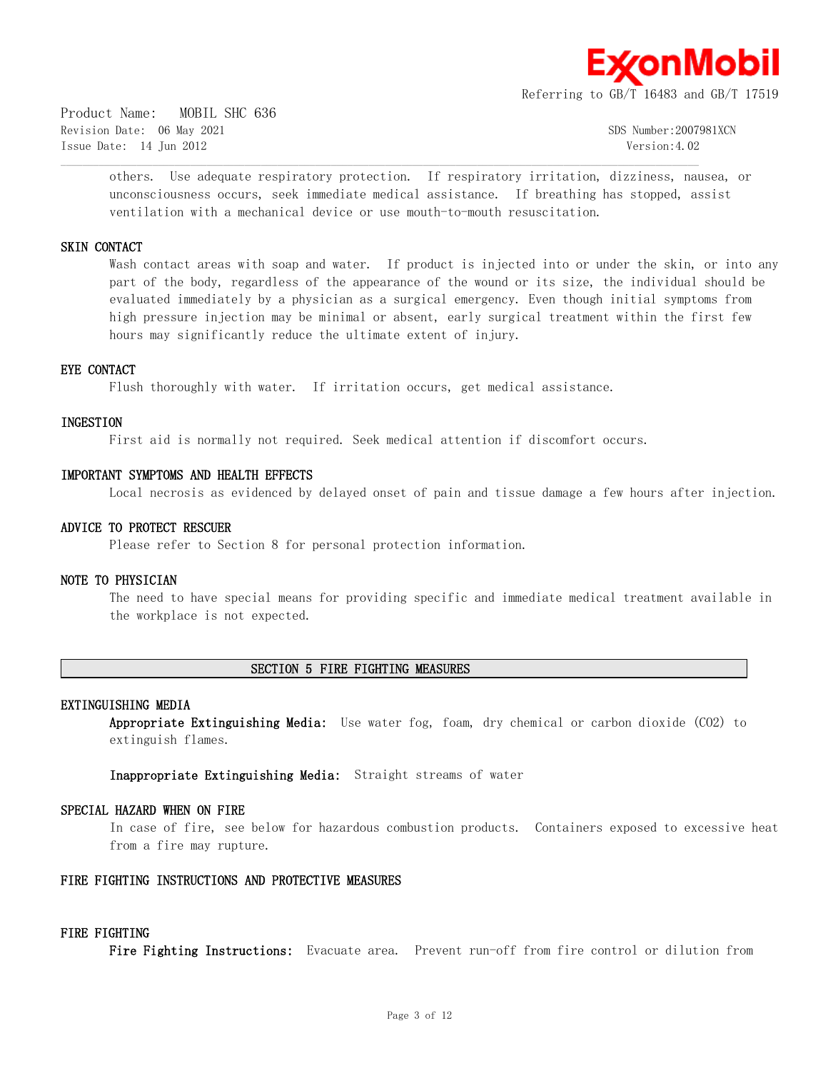others. Use adequate respiratory protection. If respiratory irritation, dizziness, nausea, or unconsciousness occurs, seek immediate medical assistance. If breathing has stopped, assist ventilation with a mechanical device or use mouth-to-mouth resuscitation.

### SKIN CONTACT

Wash contact areas with soap and water. If product is injected into or under the skin, or into any part of the body, regardless of the appearance of the wound or its size, the individual should be evaluated immediately by a physician as a surgical emergency. Even though initial symptoms from high pressure injection may be minimal or absent, early surgical treatment within the first few hours may significantly reduce the ultimate extent of injury.

### EYE CONTACT

Flush thoroughly with water. If irritation occurs, get medical assistance.

### INGESTION

First aid is normally not required. Seek medical attention if discomfort occurs.

### IMPORTANT SYMPTOMS AND HEALTH EFFECTS

Local necrosis as evidenced by delayed onset of pain and tissue damage a few hours after injection.

### ADVICE TO PROTECT RESCUER

Please refer to Section 8 for personal protection information.

### NOTE TO PHYSICIAN

The need to have special means for providing specific and immediate medical treatment available in the workplace is not expected.

## SECTION 5 FIRE FIGHTING MEASURES

### EXTINGUISHING MEDIA

**Appropriate Extinguishing Media:** Use water fog, foam, dry chemical or carbon dioxide ($CO_2$) to extinguish flames.

**Inappropriate Extinguishing Media:** Straight streams of water

### SPECIAL HAZARD WHEN ON FIRE

In case of fire, see below for hazardous combustion products. Containers exposed to excessive heat from a fire may rupture.

### FIRE FIGHTING INSTRUCTIONS AND PROTECTIVE MEASURES

### FIRE FIGHTING

**Fire Fighting Instructions:** Evacuate area. Prevent run-off from fire control or dilution from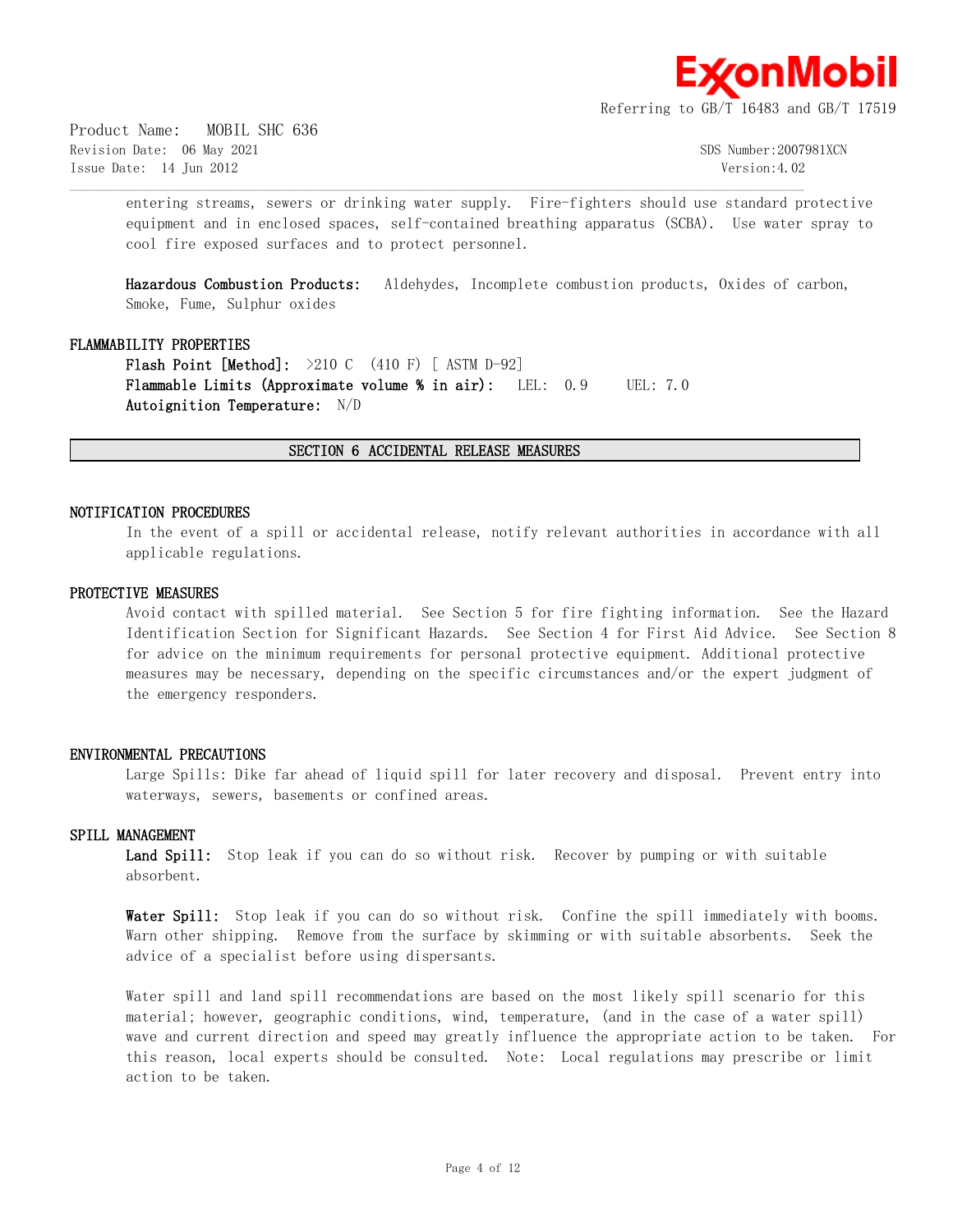entering streams, sewers or drinking water supply. Fire-fighters should use standard protective equipment and in enclosed spaces, self-contained breathing apparatus (SCBA). Use water spray to cool fire exposed surfaces and to protect personnel.

**Hazardous Combustion Products:** Aldehydes, Incomplete combustion products, Oxides of carbon, Smoke, Fume, Sulphur oxides

### FLAMMABILITY PROPERTIES

**Flash Point [Method]:** >210 C (410 F) [ ASTM D-92]
**Flammable Limits (Approximate volume % in air):** LEL: 0.9 UEL: 7.0
**Autoignition Temperature:** N/D

## SECTION 6 ACCIDENTAL RELEASE MEASURES

### NOTIFICATION PROCEDURES

In the event of a spill or accidental release, notify relevant authorities in accordance with all applicable regulations.

### PROTECTIVE MEASURES

Avoid contact with spilled material. See Section 5 for fire fighting information. See the Hazard Identification Section for Significant Hazards. See Section 4 for First Aid Advice. See Section 8 for advice on the minimum requirements for personal protective equipment. Additional protective measures may be necessary, depending on the specific circumstances and/or the expert judgment of the emergency responders.

### ENVIRONMENTAL PRECAUTIONS

Large Spills: Dike far ahead of liquid spill for later recovery and disposal. Prevent entry into waterways, sewers, basements or confined areas.

### SPILL MANAGEMENT

**Land Spill:** Stop leak if you can do so without risk. Recover by pumping or with suitable absorbent.

**Water Spill:** Stop leak if you can do so without risk. Confine the spill immediately with booms. Warn other shipping. Remove from the surface by skimming or with suitable absorbents. Seek the advice of a specialist before using dispersants.

Water spill and land spill recommendations are based on the most likely spill scenario for this material; however, geographic conditions, wind, temperature, (and in the case of a water spill) wave and current direction and speed may greatly influence the appropriate action to be taken. For this reason, local experts should be consulted. Note: Local regulations may prescribe or limit action to be taken.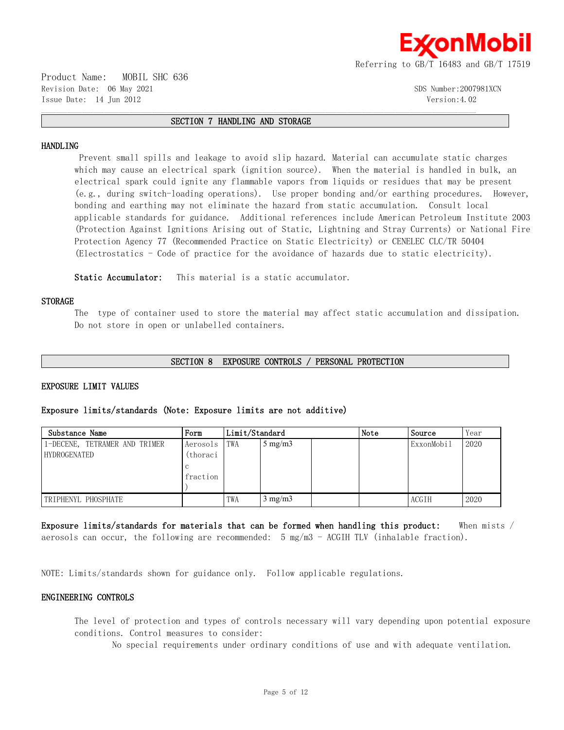## SECTION 7 HANDLING AND STORAGE

### HANDLING

Prevent small spills and leakage to avoid slip hazard. Material can accumulate static charges which may cause an electrical spark (ignition source). When the material is handled in bulk, an electrical spark could ignite any flammable vapors from liquids or residues that may be present (e.g., during switch-loading operations). Use proper bonding and/or earthing procedures. However, bonding and earthing may not eliminate the hazard from static accumulation. Consult local applicable standards for guidance. Additional references include American Petroleum Institute 2003 (Protection Against Ignitions Arising out of Static, Lightning and Stray Currents) or National Fire Protection Agency 77 (Recommended Practice on Static Electricity) or CENELEC CLC/TR 50404 (Electrostatics - Code of practice for the avoidance of hazards due to static electricity).

**Static Accumulator:** This material is a static accumulator.

### STORAGE

The type of container used to store the material may affect static accumulation and dissipation. Do not store in open or unlabelled containers.

## SECTION 8 EXPOSURE CONTROLS / PERSONAL PROTECTION

### EXPOSURE LIMIT VALUES

**Exposure limits/standards (Note: Exposure limits are not additive)**

| Substance Name | Form | Limit/Standard | | | Note | Source | Year |
|---|---|---|---|---|---|---|---|
| 1-DECENE, TETRAMER AND TRIMER HYDROGENATED | Aerosols (thoracic fraction) | TWA | 5 mg/m3 | | | ExxonMobil | 2020 |
| TRIPHENYL PHOSPHATE | | TWA | 3 mg/m3 | | | ACGIH | 2020 |

**Exposure limits/standards for materials that can be formed when handling this product:** When mists / aerosols can occur, the following are recommended: 5 mg/m3 - ACGIH TLV (inhalable fraction).

NOTE: Limits/standards shown for guidance only. Follow applicable regulations.

### ENGINEERING CONTROLS

The level of protection and types of controls necessary will vary depending upon potential exposure conditions. Control measures to consider:

No special requirements under ordinary conditions of use and with adequate ventilation.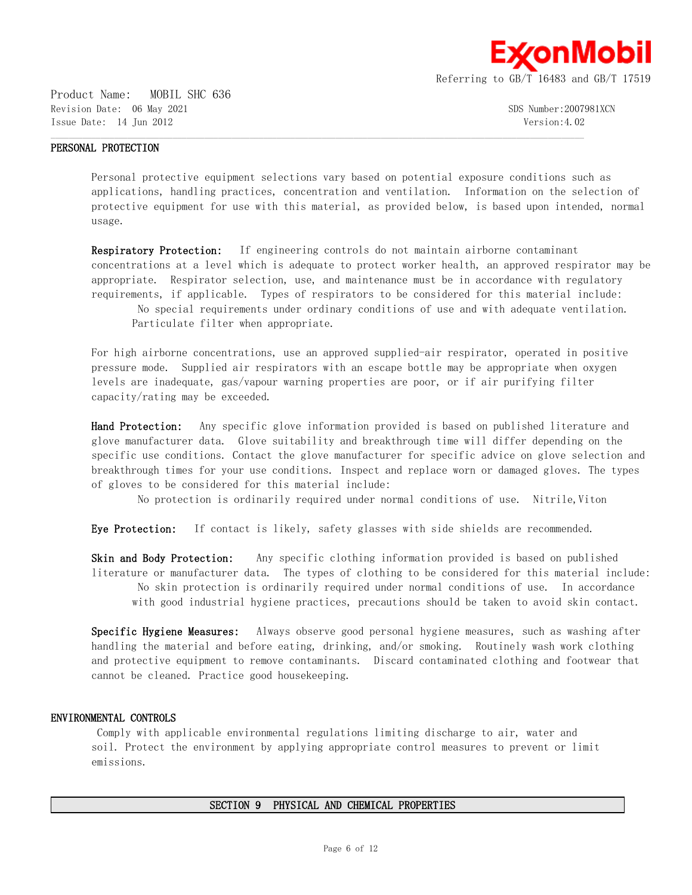### PERSONAL PROTECTION

Personal protective equipment selections vary based on potential exposure conditions such as applications, handling practices, concentration and ventilation. Information on the selection of protective equipment for use with this material, as provided below, is based upon intended, normal usage.

**Respiratory Protection:** If engineering controls do not maintain airborne contaminant concentrations at a level which is adequate to protect worker health, an approved respirator may be appropriate. Respirator selection, use, and maintenance must be in accordance with regulatory requirements, if applicable. Types of respirators to be considered for this material include:

No special requirements under ordinary conditions of use and with adequate ventilation.
Particulate filter when appropriate.

For high airborne concentrations, use an approved supplied-air respirator, operated in positive pressure mode. Supplied air respirators with an escape bottle may be appropriate when oxygen levels are inadequate, gas/vapour warning properties are poor, or if air purifying filter capacity/rating may be exceeded.

**Hand Protection:** Any specific glove information provided is based on published literature and glove manufacturer data. Glove suitability and breakthrough time will differ depending on the specific use conditions. Contact the glove manufacturer for specific advice on glove selection and breakthrough times for your use conditions. Inspect and replace worn or damaged gloves. The types of gloves to be considered for this material include:

No protection is ordinarily required under normal conditions of use. Nitrile,Viton

**Eye Protection:** If contact is likely, safety glasses with side shields are recommended.

**Skin and Body Protection:** Any specific clothing information provided is based on published literature or manufacturer data. The types of clothing to be considered for this material include:

No skin protection is ordinarily required under normal conditions of use. In accordance with good industrial hygiene practices, precautions should be taken to avoid skin contact.

**Specific Hygiene Measures:** Always observe good personal hygiene measures, such as washing after handling the material and before eating, drinking, and/or smoking. Routinely wash work clothing and protective equipment to remove contaminants. Discard contaminated clothing and footwear that cannot be cleaned. Practice good housekeeping.

### ENVIRONMENTAL CONTROLS

Comply with applicable environmental regulations limiting discharge to air, water and soil. Protect the environment by applying appropriate control measures to prevent or limit emissions.

## SECTION 9 PHYSICAL AND CHEMICAL PROPERTIES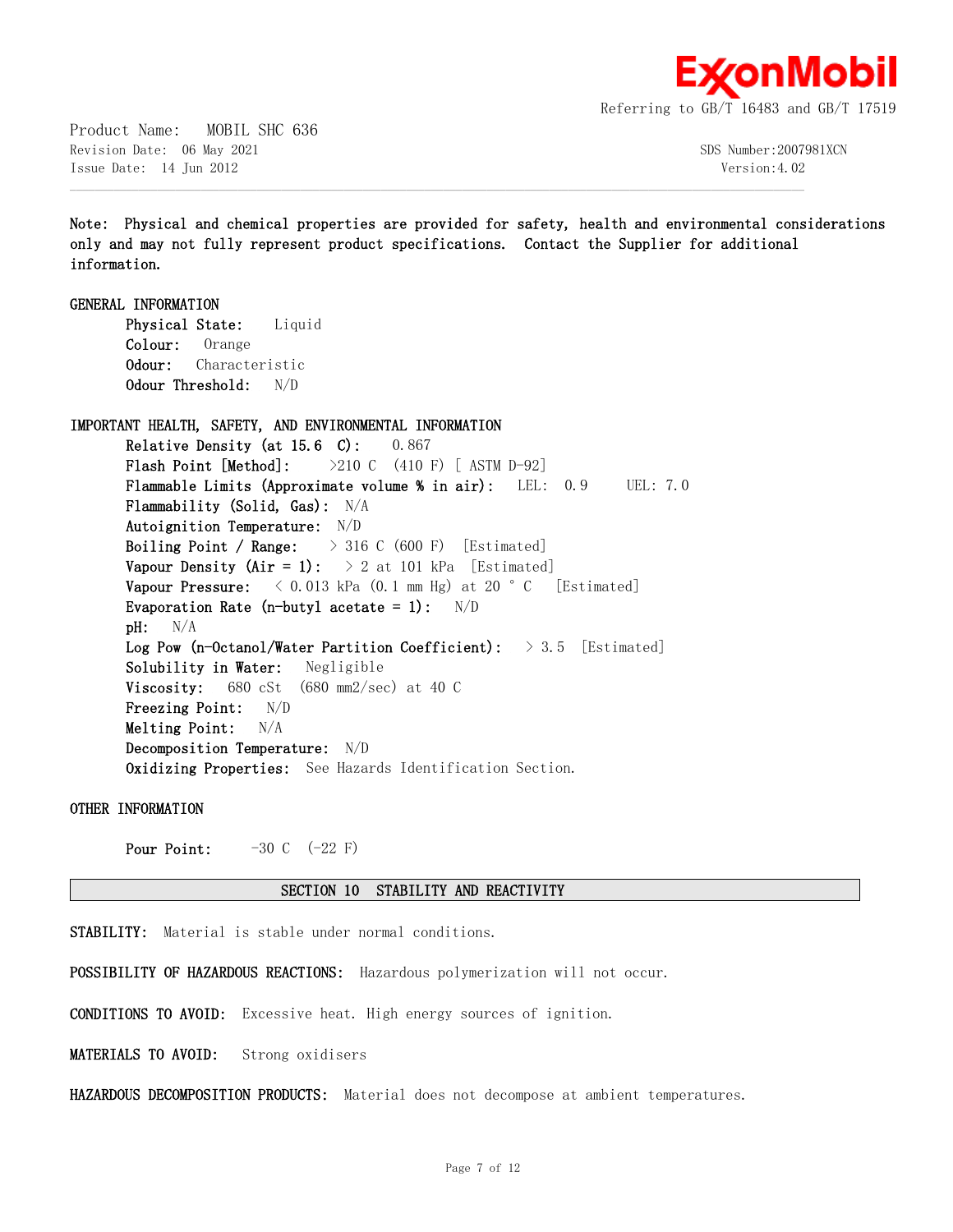**Note: Physical and chemical properties are provided for safety, health and environmental considerations only and may not fully represent product specifications. Contact the Supplier for additional information.**

**GENERAL INFORMATION**

**Physical State:** Liquid
**Colour:** Orange
**Odour:** Characteristic
**Odour Threshold:** N/D

**IMPORTANT HEALTH, SAFETY, AND ENVIRONMENTAL INFORMATION**

**Relative Density (at 15.6 C):** 0.867
**Flash Point [Method]:** >210 C (410 F) [ ASTM D-92]
**Flammable Limits (Approximate volume % in air):** LEL: 0.9 UEL: 7.0
**Flammability (Solid, Gas):** N/A
**Autoignition Temperature:** N/D
**Boiling Point / Range:** > 316 C (600 F) [Estimated]
**Vapour Density (Air = 1):** > 2 at 101 kPa [Estimated]
**Vapour Pressure:** < 0.013 kPa (0.1 mm Hg) at 20 ° C [Estimated]
**Evaporation Rate (n-butyl acetate = 1):** N/D
**pH:** N/A
**Log Pow (n-Octanol/Water Partition Coefficient):** > 3.5 [Estimated]
**Solubility in Water:** Negligible
**Viscosity:** 680 cSt (680 mm2/sec) at 40 C
**Freezing Point:** N/D
**Melting Point:** N/A
**Decomposition Temperature:** N/D
**Oxidizing Properties:** See Hazards Identification Section.

**OTHER INFORMATION**

**Pour Point:** -30 C (-22 F)

## SECTION 10 STABILITY AND REACTIVITY

**STABILITY:** Material is stable under normal conditions.

**POSSIBILITY OF HAZARDOUS REACTIONS:** Hazardous polymerization will not occur.

**CONDITIONS TO AVOID:** Excessive heat. High energy sources of ignition.

**MATERIALS TO AVOID:** Strong oxidisers

**HAZARDOUS DECOMPOSITION PRODUCTS:** Material does not decompose at ambient temperatures.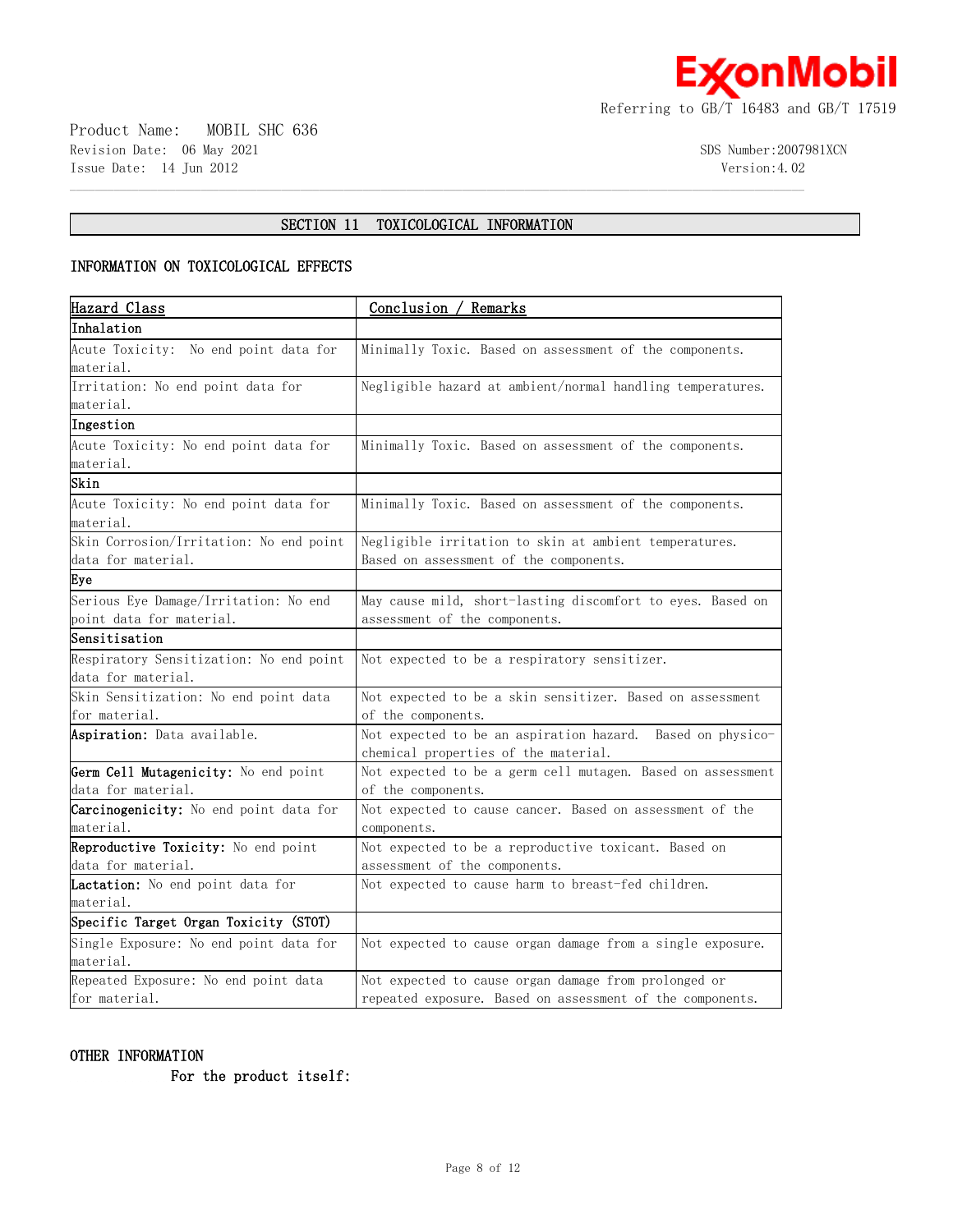## SECTION 11 TOXICOLOGICAL INFORMATION

### INFORMATION ON TOXICOLOGICAL EFFECTS

| Hazard Class | Conclusion / Remarks |
|---|---|
| **Inhalation** | |
| Acute Toxicity: No end point data for material. | Minimally Toxic. Based on assessment of the components. |
| Irritation: No end point data for material. | Negligible hazard at ambient/normal handling temperatures. |
| **Ingestion** | |
| Acute Toxicity: No end point data for material. | Minimally Toxic. Based on assessment of the components. |
| **Skin** | |
| Acute Toxicity: No end point data for material. | Minimally Toxic. Based on assessment of the components. |
| Skin Corrosion/Irritation: No end point data for material. | Negligible irritation to skin at ambient temperatures. Based on assessment of the components. |
| **Eye** | |
| Serious Eye Damage/Irritation: No end point data for material. | May cause mild, short-lasting discomfort to eyes. Based on assessment of the components. |
| **Sensitisation** | |
| Respiratory Sensitization: No end point data for material. | Not expected to be a respiratory sensitizer. |
| Skin Sensitization: No end point data for material. | Not expected to be a skin sensitizer. Based on assessment of the components. |
| **Aspiration:** Data available. | Not expected to be an aspiration hazard. Based on physico-chemical properties of the material. |
| **Germ Cell Mutagenicity:** No end point data for material. | Not expected to be a germ cell mutagen. Based on assessment of the components. |
| **Carcinogenicity:** No end point data for material. | Not expected to cause cancer. Based on assessment of the components. |
| **Reproductive Toxicity:** No end point data for material. | Not expected to be a reproductive toxicant. Based on assessment of the components. |
| **Lactation:** No end point data for material. | Not expected to cause harm to breast-fed children. |
| **Specific Target Organ Toxicity (STOT)** | |
| Single Exposure: No end point data for material. | Not expected to cause organ damage from a single exposure. |
| Repeated Exposure: No end point data for material. | Not expected to cause organ damage from prolonged or repeated exposure. Based on assessment of the components. |

### OTHER INFORMATION

**For the product itself:**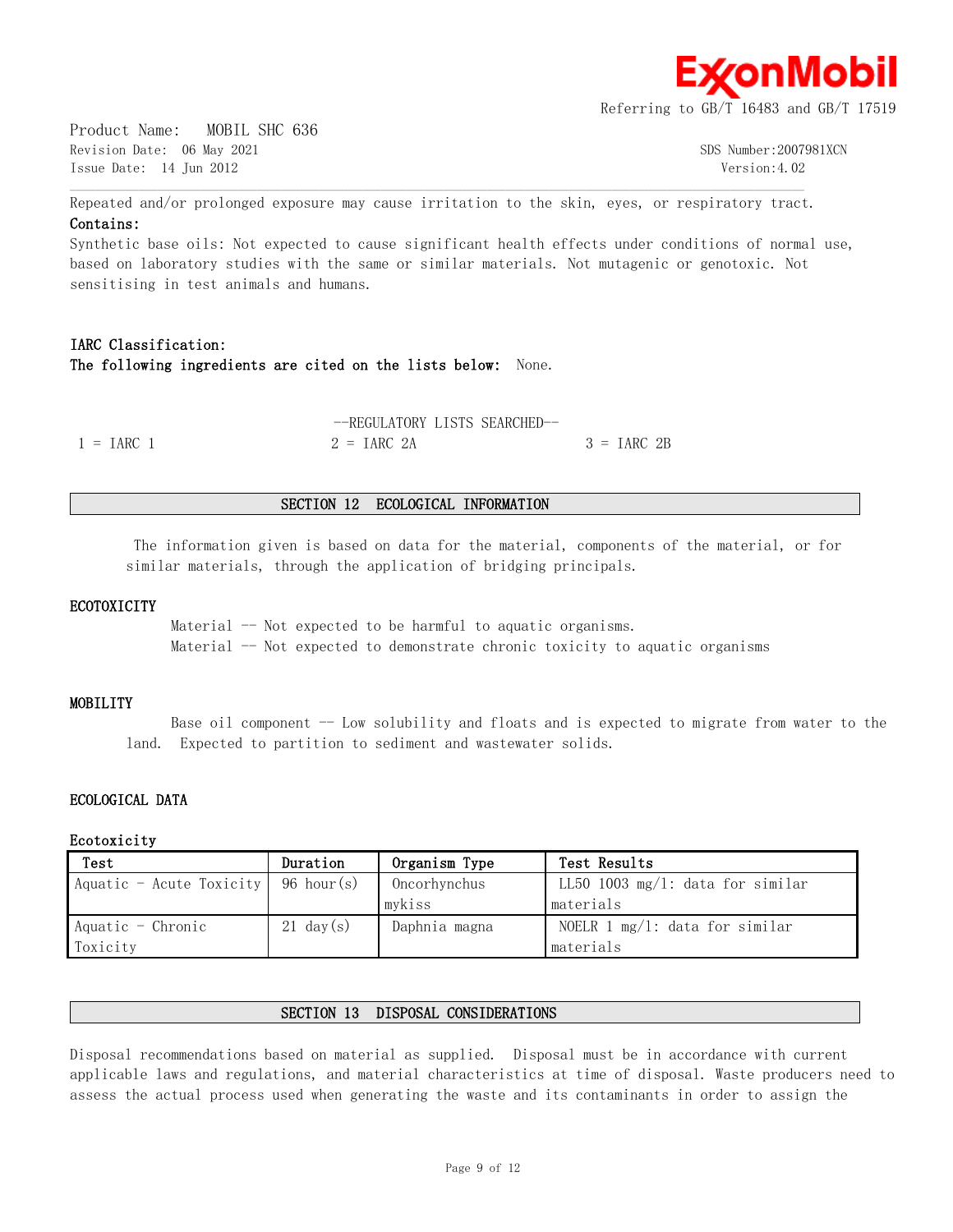Repeated and/or prolonged exposure may cause irritation to the skin, eyes, or respiratory tract.

**Contains:**

Synthetic base oils: Not expected to cause significant health effects under conditions of normal use, based on laboratory studies with the same or similar materials. Not mutagenic or genotoxic. Not sensitising in test animals and humans.

**IARC Classification:**

**The following ingredients are cited on the lists below:** None.

--REGULATORY LISTS SEARCHED--

1 = IARC 1 &nbsp;&nbsp;&nbsp; 2 = IARC 2A &nbsp;&nbsp;&nbsp; 3 = IARC 2B

## SECTION 12 ECOLOGICAL INFORMATION

The information given is based on data for the material, components of the material, or for similar materials, through the application of bridging principals.

### ECOTOXICITY

Material -- Not expected to be harmful to aquatic organisms.
Material -- Not expected to demonstrate chronic toxicity to aquatic organisms

### MOBILITY

Base oil component -- Low solubility and floats and is expected to migrate from water to the land. Expected to partition to sediment and wastewater solids.

### ECOLOGICAL DATA

**Ecotoxicity**

| Test | Duration | Organism Type | Test Results |
|---|---|---|---|
| Aquatic - Acute Toxicity | 96 hour(s) | Oncorhynchus mykiss | LL50 1003 mg/l: data for similar materials |
| Aquatic - Chronic Toxicity | 21 day(s) | Daphnia magna | NOELR 1 mg/l: data for similar materials |

## SECTION 13 DISPOSAL CONSIDERATIONS

Disposal recommendations based on material as supplied. Disposal must be in accordance with current applicable laws and regulations, and material characteristics at time of disposal. Waste producers need to assess the actual process used when generating the waste and its contaminants in order to assign the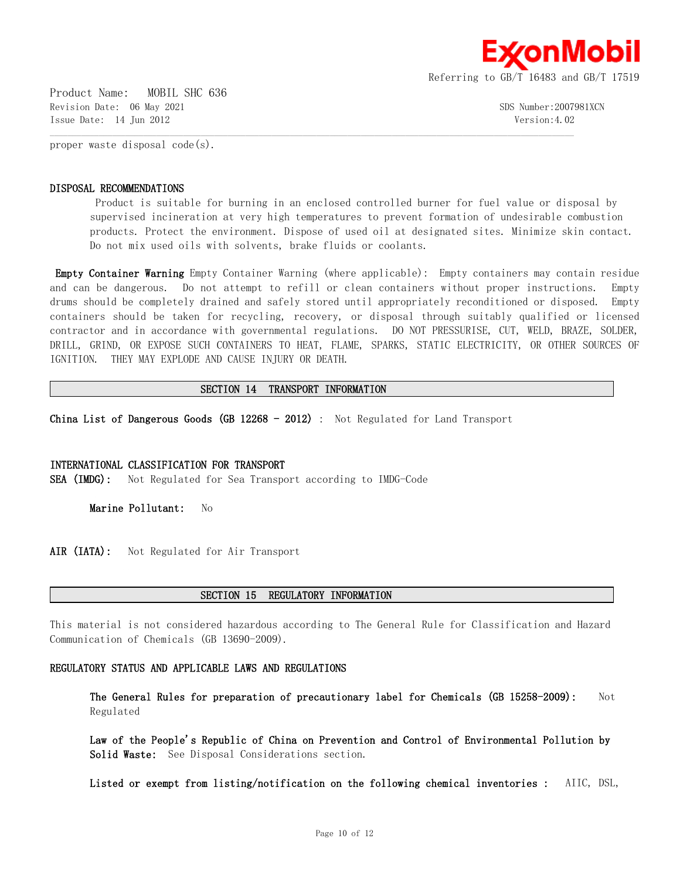proper waste disposal code(s).

### DISPOSAL RECOMMENDATIONS

Product is suitable for burning in an enclosed controlled burner for fuel value or disposal by supervised incineration at very high temperatures to prevent formation of undesirable combustion products. Protect the environment. Dispose of used oil at designated sites. Minimize skin contact. Do not mix used oils with solvents, brake fluids or coolants.

**Empty Container Warning** Empty Container Warning (where applicable): Empty containers may contain residue and can be dangerous. Do not attempt to refill or clean containers without proper instructions. Empty drums should be completely drained and safely stored until appropriately reconditioned or disposed. Empty containers should be taken for recycling, recovery, or disposal through suitably qualified or licensed contractor and in accordance with governmental regulations. DO NOT PRESSURISE, CUT, WELD, BRAZE, SOLDER, DRILL, GRIND, OR EXPOSE SUCH CONTAINERS TO HEAT, FLAME, SPARKS, STATIC ELECTRICITY, OR OTHER SOURCES OF IGNITION. THEY MAY EXPLODE AND CAUSE INJURY OR DEATH.

## SECTION 14 TRANSPORT INFORMATION

**China List of Dangerous Goods (GB 12268 - 2012)** : Not Regulated for Land Transport

### INTERNATIONAL CLASSIFICATION FOR TRANSPORT

**SEA (IMDG):** Not Regulated for Sea Transport according to IMDG-Code

**Marine Pollutant:** No

**AIR (IATA):** Not Regulated for Air Transport

## SECTION 15 REGULATORY INFORMATION

This material is not considered hazardous according to The General Rule for Classification and Hazard Communication of Chemicals (GB 13690-2009).

### REGULATORY STATUS AND APPLICABLE LAWS AND REGULATIONS

**The General Rules for preparation of precautionary label for Chemicals (GB 15258-2009):** Not Regulated

**Law of the People's Republic of China on Prevention and Control of Environmental Pollution by Solid Waste:** See Disposal Considerations section.

**Listed or exempt from listing/notification on the following chemical inventories :** AIIC, DSL,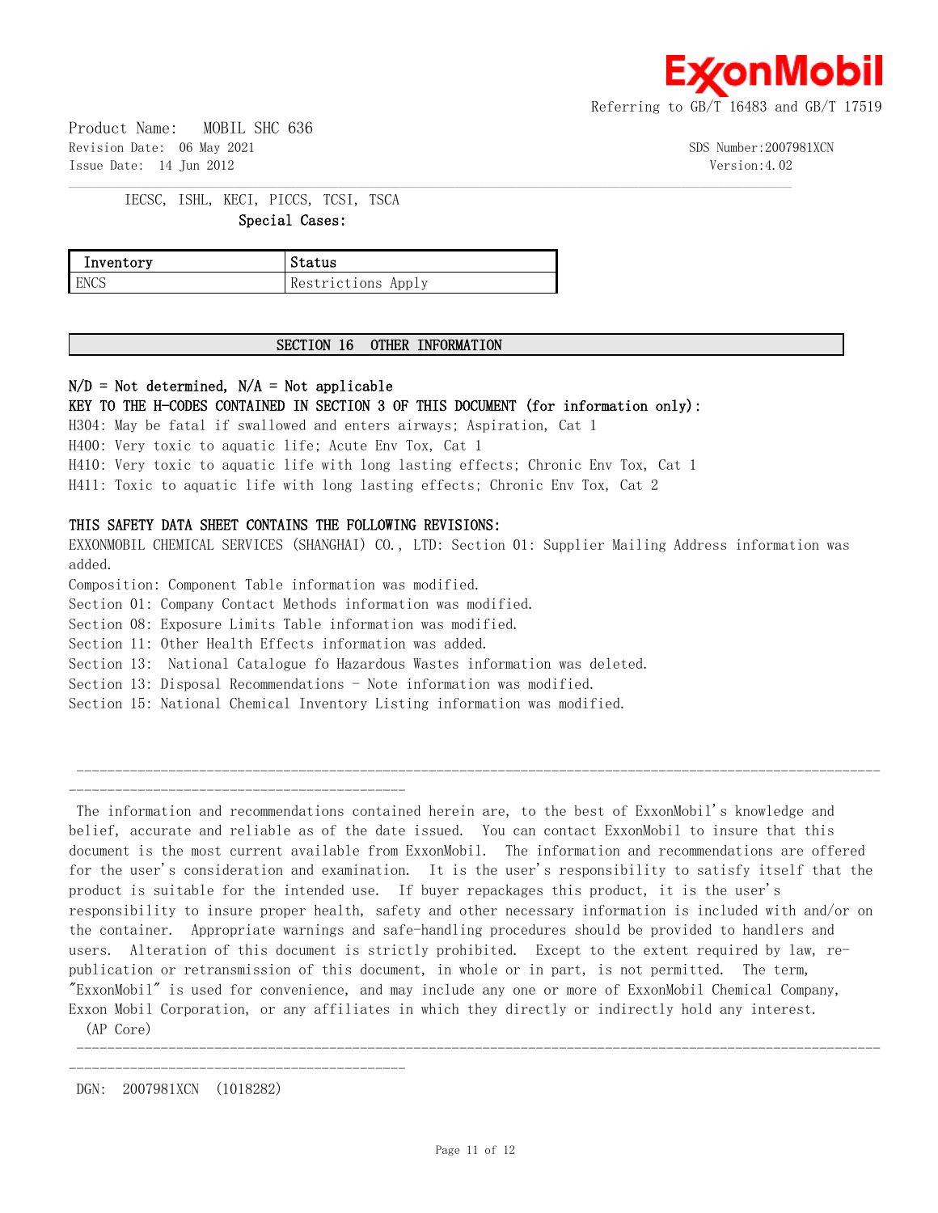IECSC, ISHL, KECI, PICCS, TCSI, TSCA

**Special Cases:**

| Inventory | Status |
| --- | --- |
| ENCS | Restrictions Apply |

## SECTION 16 OTHER INFORMATION

**N/D = Not determined, N/A = Not applicable**

**KEY TO THE H-CODES CONTAINED IN SECTION 3 OF THIS DOCUMENT (for information only):**

H304: May be fatal if swallowed and enters airways; Aspiration, Cat 1
H400: Very toxic to aquatic life; Acute Env Tox, Cat 1
H410: Very toxic to aquatic life with long lasting effects; Chronic Env Tox, Cat 1
H411: Toxic to aquatic life with long lasting effects; Chronic Env Tox, Cat 2

**THIS SAFETY DATA SHEET CONTAINS THE FOLLOWING REVISIONS:**

EXXONMOBIL CHEMICAL SERVICES (SHANGHAI) CO., LTD: Section 01: Supplier Mailing Address information was added.
Composition: Component Table information was modified.
Section 01: Company Contact Methods information was modified.
Section 08: Exposure Limits Table information was modified.
Section 11: Other Health Effects information was added.
Section 13: National Catalogue fo Hazardous Wastes information was deleted.
Section 13: Disposal Recommendations - Note information was modified.
Section 15: National Chemical Inventory Listing information was modified.

---

The information and recommendations contained herein are, to the best of ExxonMobil's knowledge and belief, accurate and reliable as of the date issued. You can contact ExxonMobil to insure that this document is the most current available from ExxonMobil. The information and recommendations are offered for the user's consideration and examination. It is the user's responsibility to satisfy itself that the product is suitable for the intended use. If buyer repackages this product, it is the user's responsibility to insure proper health, safety and other necessary information is included with and/or on the container. Appropriate warnings and safe-handling procedures should be provided to handlers and users. Alteration of this document is strictly prohibited. Except to the extent required by law, re-publication or retransmission of this document, in whole or in part, is not permitted. The term, "ExxonMobil" is used for convenience, and may include any one or more of ExxonMobil Chemical Company, Exxon Mobil Corporation, or any affiliates in which they directly or indirectly hold any interest.
(AP Core)

---

DGN: 2007981XCN (1018282)